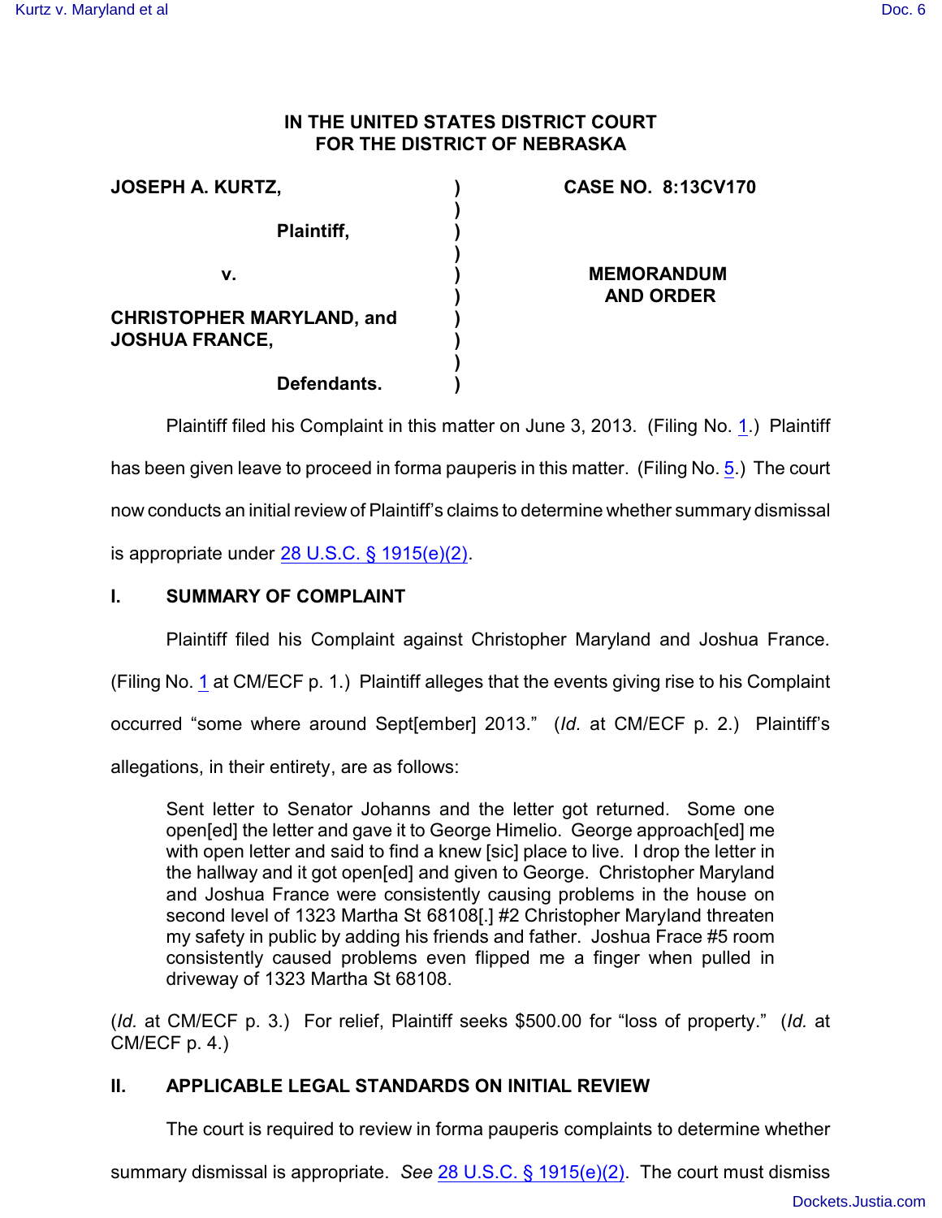# IN THE UNITED STATES DISTRICT COURT FOR THE DISTRICT OF NEBRASKA

| | | |
|---|---|---|
| **JOSEPH A. KURTZ,** | ) | **CASE NO. 8:13CV170** |
| **Plaintiff,** | ) | |
| **v.** | ) | **MEMORANDUM AND ORDER** |
| **CHRISTOPHER MARYLAND, and JOSHUA FRANCE,** | ) | |
| **Defendants.** | ) | |

Plaintiff filed his Complaint in this matter on June 3, 2013. (Filing No. 1.) Plaintiff has been given leave to proceed in forma pauperis in this matter. (Filing No. 5.) The court now conducts an initial review of Plaintiff's claims to determine whether summary dismissal is appropriate under 28 U.S.C. § 1915(e)(2).

## I. SUMMARY OF COMPLAINT

Plaintiff filed his Complaint against Christopher Maryland and Joshua France. (Filing No. 1 at CM/ECF p. 1.) Plaintiff alleges that the events giving rise to his Complaint occurred "some where around Sept[ember] 2013." (*Id.* at CM/ECF p. 2.) Plaintiff's allegations, in their entirety, are as follows:

> Sent letter to Senator Johanns and the letter got returned. Some one open[ed] the letter and gave it to George Himelio. George approach[ed] me with open letter and said to find a knew [sic] place to live. I drop the letter in the hallway and it got open[ed] and given to George. Christopher Maryland and Joshua France were consistently causing problems in the house on second level of 1323 Martha St 68108[.] #2 Christopher Maryland threaten my safety in public by adding his friends and father. Joshua Frace #5 room consistently caused problems even flipped me a finger when pulled in driveway of 1323 Martha St 68108.

(*Id.* at CM/ECF p. 3.) For relief, Plaintiff seeks $500.00 for "loss of property." (*Id.* at CM/ECF p. 4.)

## II. APPLICABLE LEGAL STANDARDS ON INITIAL REVIEW

The court is required to review in forma pauperis complaints to determine whether summary dismissal is appropriate. *See* 28 U.S.C. § 1915(e)(2). The court must dismiss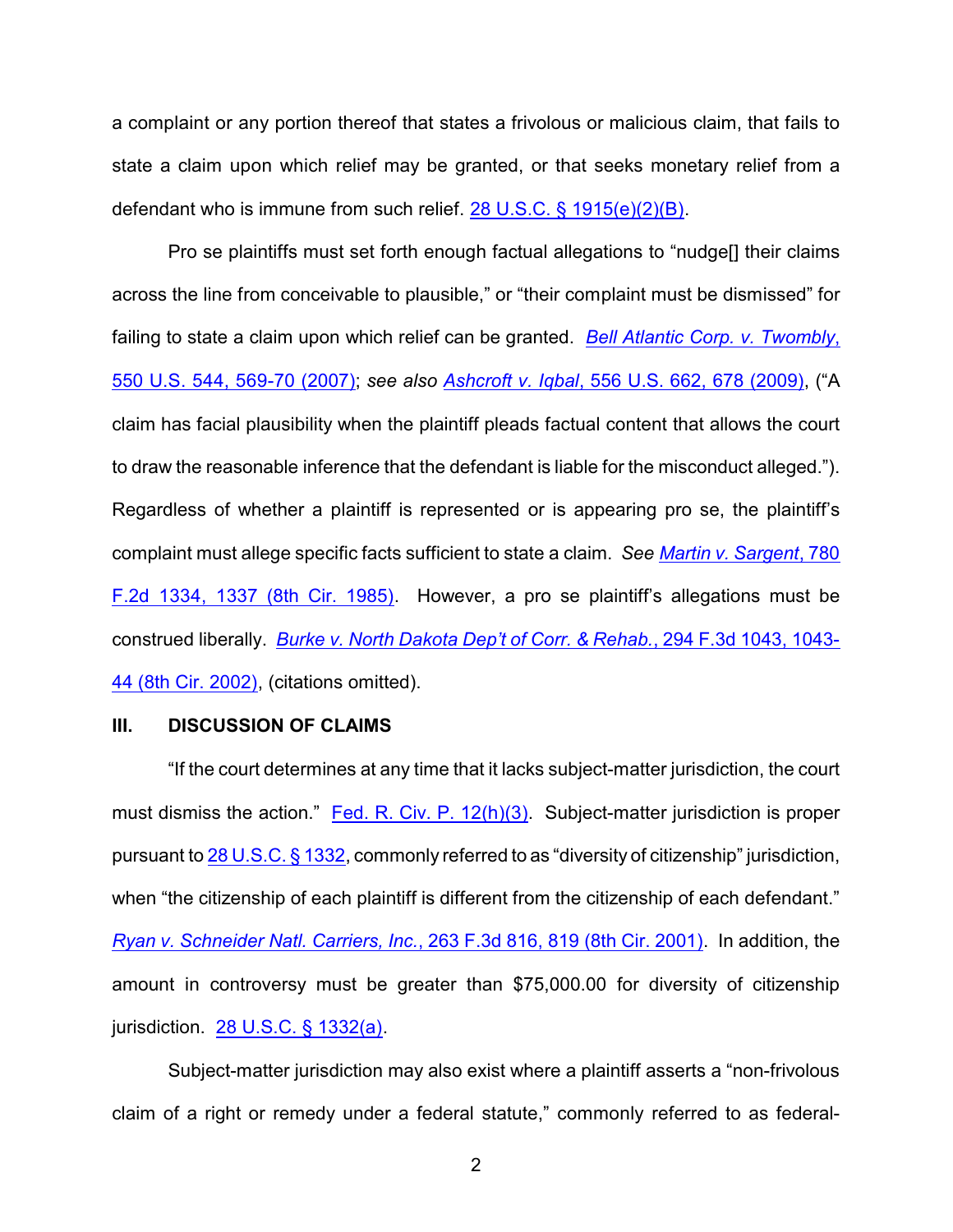a complaint or any portion thereof that states a frivolous or malicious claim, that fails to state a claim upon which relief may be granted, or that seeks monetary relief from a defendant who is immune from such relief. 28 U.S.C. § 1915(e)(2)(B).

Pro se plaintiffs must set forth enough factual allegations to "nudge[] their claims across the line from conceivable to plausible," or "their complaint must be dismissed" for failing to state a claim upon which relief can be granted. *Bell Atlantic Corp. v. Twombly*, 550 U.S. 544, 569-70 (2007); *see also* *Ashcroft v. Iqbal*, 556 U.S. 662, 678 (2009), ("A claim has facial plausibility when the plaintiff pleads factual content that allows the court to draw the reasonable inference that the defendant is liable for the misconduct alleged."). Regardless of whether a plaintiff is represented or is appearing pro se, the plaintiff's complaint must allege specific facts sufficient to state a claim. *See* *Martin v. Sargent*, 780 F.2d 1334, 1337 (8th Cir. 1985). However, a pro se plaintiff's allegations must be construed liberally. *Burke v. North Dakota Dep't of Corr. & Rehab.*, 294 F.3d 1043, 1043-44 (8th Cir. 2002), (citations omitted).

## III. DISCUSSION OF CLAIMS

"If the court determines at any time that it lacks subject-matter jurisdiction, the court must dismiss the action." Fed. R. Civ. P. 12(h)(3). Subject-matter jurisdiction is proper pursuant to 28 U.S.C. § 1332, commonly referred to as "diversity of citizenship" jurisdiction, when "the citizenship of each plaintiff is different from the citizenship of each defendant." *Ryan v. Schneider Natl. Carriers, Inc.*, 263 F.3d 816, 819 (8th Cir. 2001). In addition, the amount in controversy must be greater than $75,000.00 for diversity of citizenship jurisdiction. 28 U.S.C. § 1332(a).

Subject-matter jurisdiction may also exist where a plaintiff asserts a "non-frivolous claim of a right or remedy under a federal statute," commonly referred to as federal-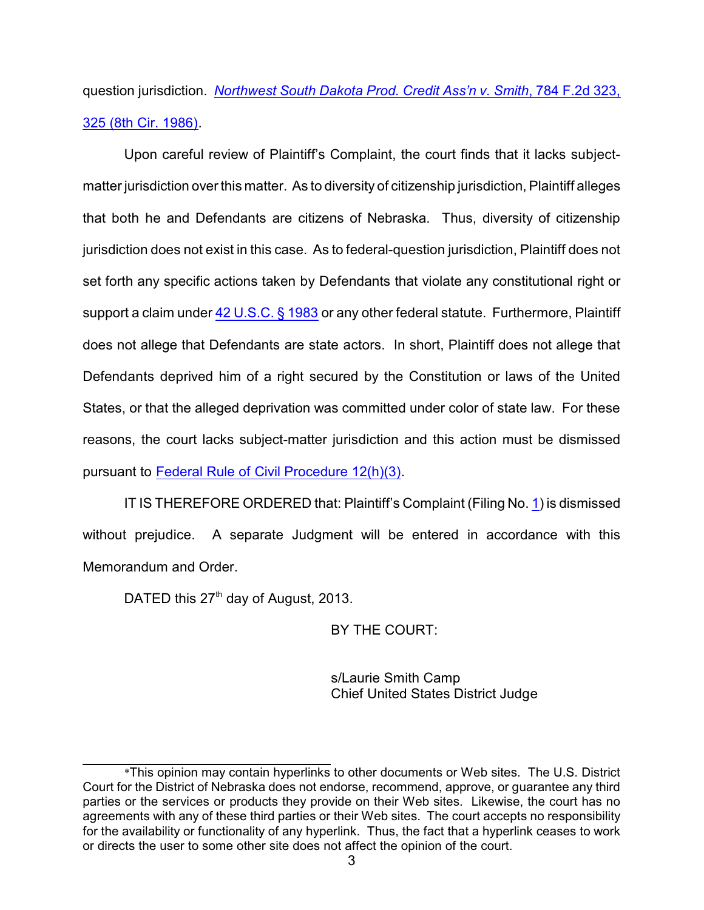question jurisdiction. *Northwest South Dakota Prod. Credit Ass'n v. Smith*, 784 F.2d 323, 325 (8th Cir. 1986).

Upon careful review of Plaintiff's Complaint, the court finds that it lacks subject-matter jurisdiction over this matter. As to diversity of citizenship jurisdiction, Plaintiff alleges that both he and Defendants are citizens of Nebraska. Thus, diversity of citizenship jurisdiction does not exist in this case. As to federal-question jurisdiction, Plaintiff does not set forth any specific actions taken by Defendants that violate any constitutional right or support a claim under 42 U.S.C. § 1983 or any other federal statute. Furthermore, Plaintiff does not allege that Defendants are state actors. In short, Plaintiff does not allege that Defendants deprived him of a right secured by the Constitution or laws of the United States, or that the alleged deprivation was committed under color of state law. For these reasons, the court lacks subject-matter jurisdiction and this action must be dismissed pursuant to Federal Rule of Civil Procedure 12(h)(3).

IT IS THEREFORE ORDERED that: Plaintiff's Complaint (Filing No. 1) is dismissed without prejudice. A separate Judgment will be entered in accordance with this Memorandum and Order.

DATED this 27th day of August, 2013.

BY THE COURT:

s/Laurie Smith Camp
Chief United States District Judge

---

*This opinion may contain hyperlinks to other documents or Web sites. The U.S. District Court for the District of Nebraska does not endorse, recommend, approve, or guarantee any third parties or the services or products they provide on their Web sites. Likewise, the court has no agreements with any of these third parties or their Web sites. The court accepts no responsibility for the availability or functionality of any hyperlink. Thus, the fact that a hyperlink ceases to work or directs the user to some other site does not affect the opinion of the court.